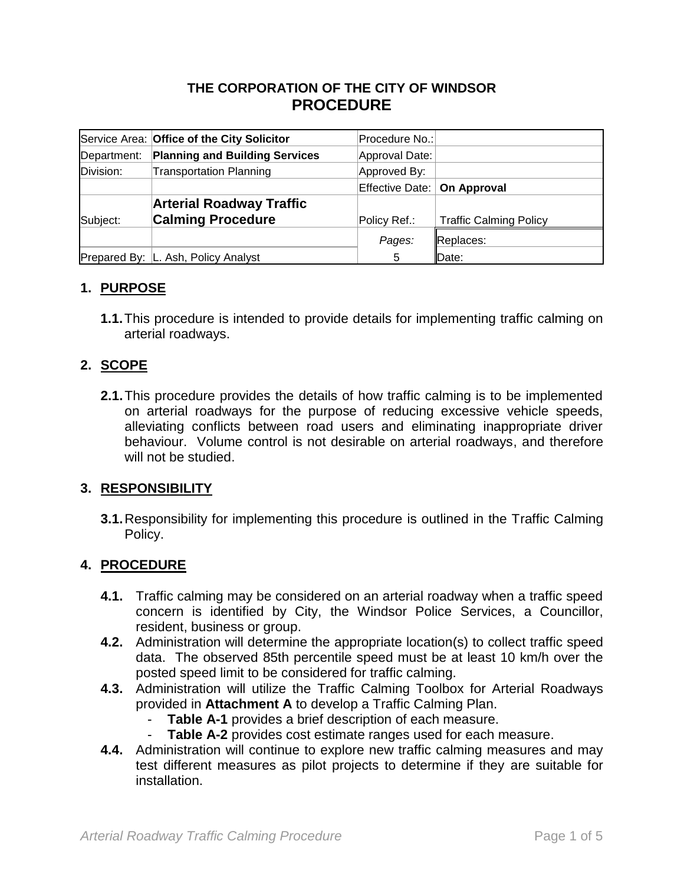**THE CORPORATION OF THE CITY OF WINDSOR**
# PROCEDURE

| Service Area: | **Office of the City Solicitor** | Procedure No.: | |
|---|---|---|---|
| Department: | **Planning and Building Services** | Approval Date: | |
| Division: | Transportation Planning | Approved By: | |
| | | Effective Date: | **On Approval** |
| Subject: | **Arterial Roadway Traffic Calming Procedure** | Policy Ref.: | Traffic Calming Policy |
| | | *Pages:* | Replaces: |
| Prepared By: | L. Ash, Policy Analyst | 5 | Date: |

## 1. PURPOSE

**1.1.** This procedure is intended to provide details for implementing traffic calming on arterial roadways.

## 2. SCOPE

**2.1.** This procedure provides the details of how traffic calming is to be implemented on arterial roadways for the purpose of reducing excessive vehicle speeds, alleviating conflicts between road users and eliminating inappropriate driver behaviour. Volume control is not desirable on arterial roadways, and therefore will not be studied.

## 3. RESPONSIBILITY

**3.1.** Responsibility for implementing this procedure is outlined in the Traffic Calming Policy.

## 4. PROCEDURE

**4.1.** Traffic calming may be considered on an arterial roadway when a traffic speed concern is identified by City, the Windsor Police Services, a Councillor, resident, business or group.

**4.2.** Administration will determine the appropriate location(s) to collect traffic speed data. The observed 85th percentile speed must be at least 10 km/h over the posted speed limit to be considered for traffic calming.

**4.3.** Administration will utilize the Traffic Calming Toolbox for Arterial Roadways provided in **Attachment A** to develop a Traffic Calming Plan.

- **Table A-1** provides a brief description of each measure.
- **Table A-2** provides cost estimate ranges used for each measure.

**4.4.** Administration will continue to explore new traffic calming measures and may test different measures as pilot projects to determine if they are suitable for installation.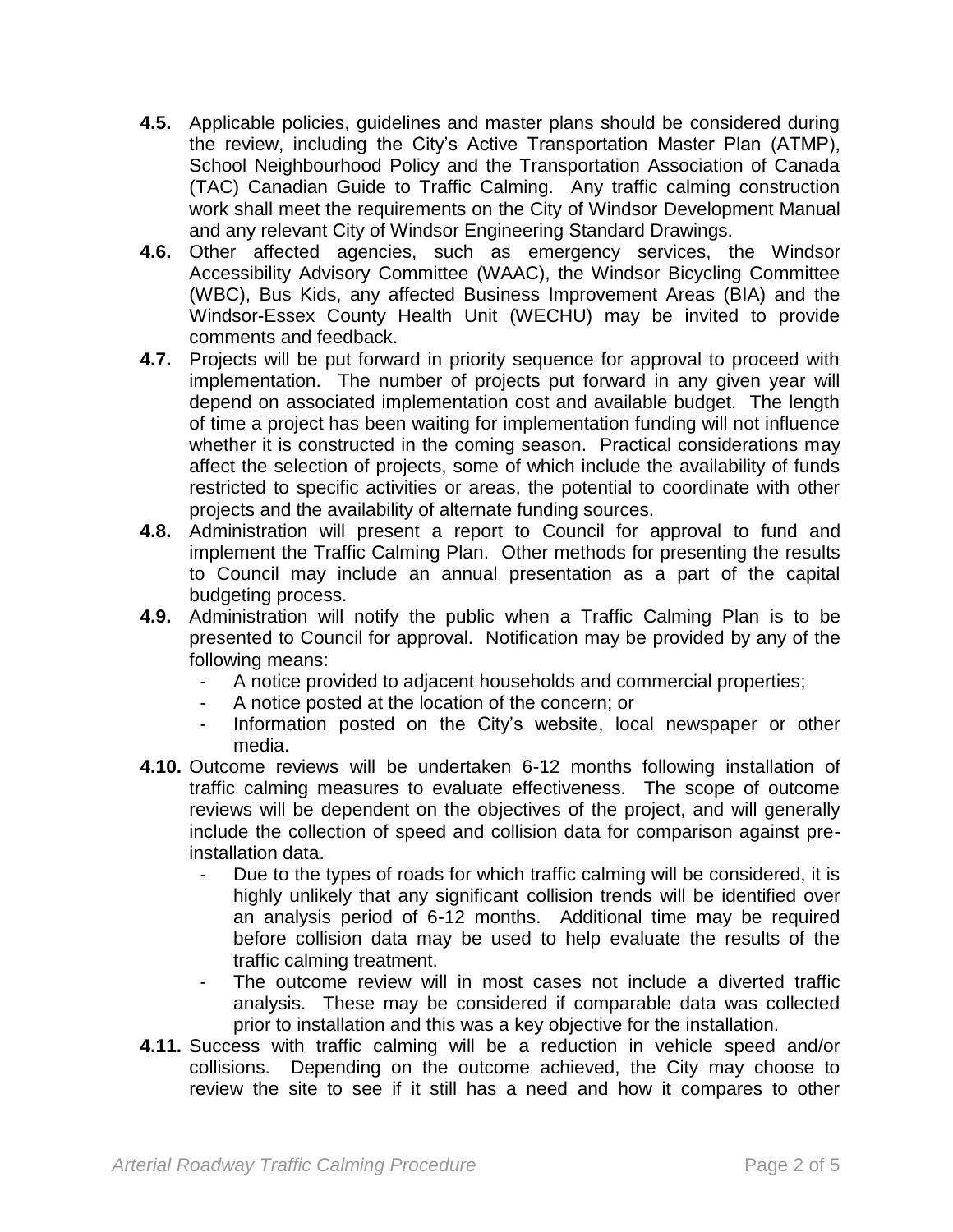**4.5.** Applicable policies, guidelines and master plans should be considered during the review, including the City's Active Transportation Master Plan (ATMP), School Neighbourhood Policy and the Transportation Association of Canada (TAC) Canadian Guide to Traffic Calming. Any traffic calming construction work shall meet the requirements on the City of Windsor Development Manual and any relevant City of Windsor Engineering Standard Drawings.

**4.6.** Other affected agencies, such as emergency services, the Windsor Accessibility Advisory Committee (WAAC), the Windsor Bicycling Committee (WBC), Bus Kids, any affected Business Improvement Areas (BIA) and the Windsor-Essex County Health Unit (WECHU) may be invited to provide comments and feedback.

**4.7.** Projects will be put forward in priority sequence for approval to proceed with implementation. The number of projects put forward in any given year will depend on associated implementation cost and available budget. The length of time a project has been waiting for implementation funding will not influence whether it is constructed in the coming season. Practical considerations may affect the selection of projects, some of which include the availability of funds restricted to specific activities or areas, the potential to coordinate with other projects and the availability of alternate funding sources.

**4.8.** Administration will present a report to Council for approval to fund and implement the Traffic Calming Plan. Other methods for presenting the results to Council may include an annual presentation as a part of the capital budgeting process.

**4.9.** Administration will notify the public when a Traffic Calming Plan is to be presented to Council for approval. Notification may be provided by any of the following means:

- A notice provided to adjacent households and commercial properties;
- A notice posted at the location of the concern; or
- Information posted on the City's website, local newspaper or other media.

**4.10.** Outcome reviews will be undertaken 6-12 months following installation of traffic calming measures to evaluate effectiveness. The scope of outcome reviews will be dependent on the objectives of the project, and will generally include the collection of speed and collision data for comparison against pre-installation data.

- Due to the types of roads for which traffic calming will be considered, it is highly unlikely that any significant collision trends will be identified over an analysis period of 6-12 months. Additional time may be required before collision data may be used to help evaluate the results of the traffic calming treatment.
- The outcome review will in most cases not include a diverted traffic analysis. These may be considered if comparable data was collected prior to installation and this was a key objective for the installation.

**4.11.** Success with traffic calming will be a reduction in vehicle speed and/or collisions. Depending on the outcome achieved, the City may choose to review the site to see if it still has a need and how it compares to other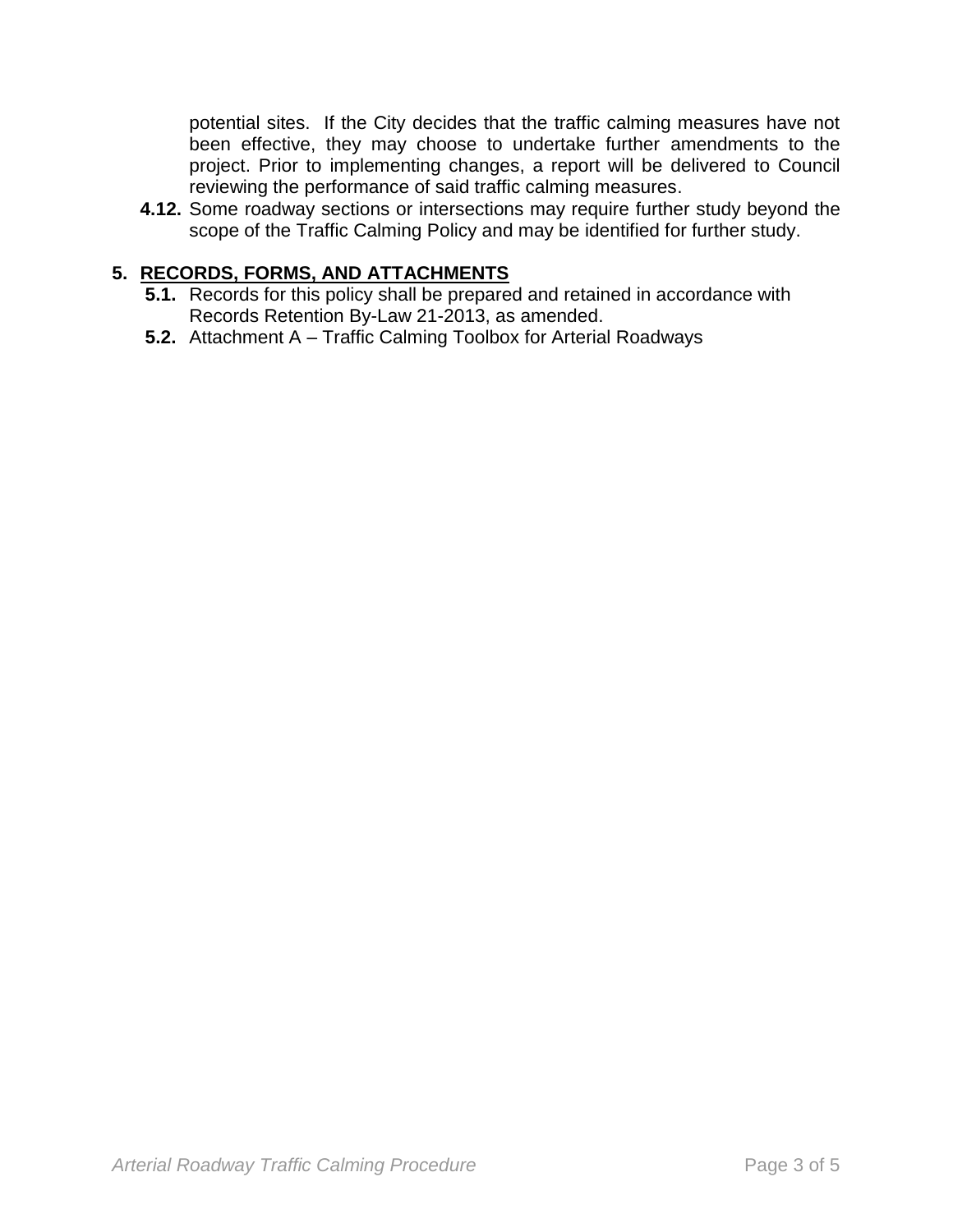potential sites. If the City decides that the traffic calming measures have not been effective, they may choose to undertake further amendments to the project. Prior to implementing changes, a report will be delivered to Council reviewing the performance of said traffic calming measures.

**4.12.** Some roadway sections or intersections may require further study beyond the scope of the Traffic Calming Policy and may be identified for further study.

## 5. RECORDS, FORMS, AND ATTACHMENTS

**5.1.** Records for this policy shall be prepared and retained in accordance with Records Retention By-Law 21-2013, as amended.

**5.2.** Attachment A – Traffic Calming Toolbox for Arterial Roadways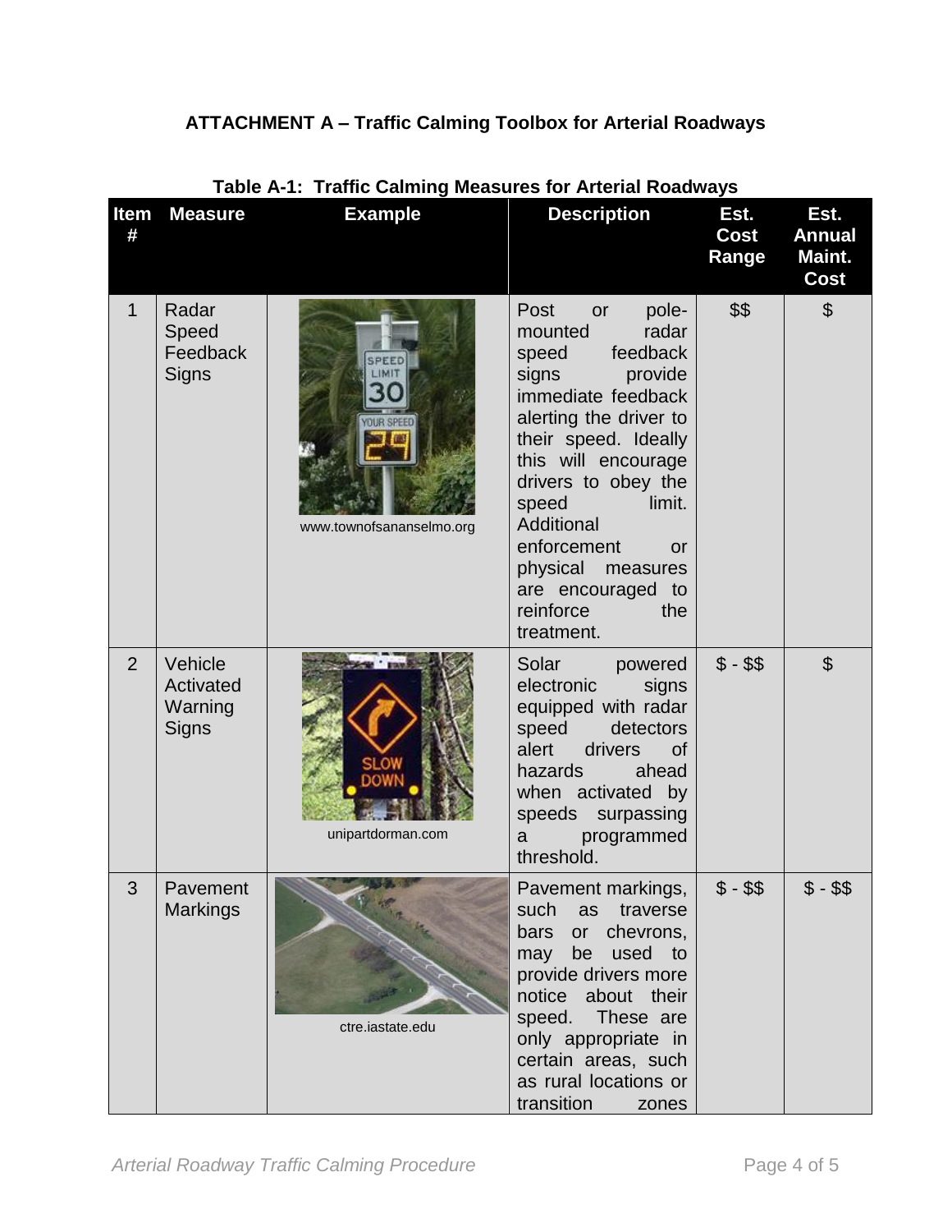**ATTACHMENT A – Traffic Calming Toolbox for Arterial Roadways**

**Table A-1: Traffic Calming Measures for Arterial Roadways**

| Item # | Measure | Example | Description | Est. Cost Range | Est. Annual Maint. Cost |
|---|---|---|---|---|---|
| 1 | Radar Speed Feedback Signs | www.townofsananselmo.org | Post or pole-mounted radar speed feedback signs provide immediate feedback alerting the driver to their speed. Ideally this will encourage drivers to obey the speed limit. Additional enforcement or physical measures are encouraged to reinforce the treatment. | $$ | $ |
| 2 | Vehicle Activated Warning Signs | unipartdorman.com | Solar powered electronic signs equipped with radar speed detectors alert drivers of hazards ahead when activated by speeds surpassing a programmed threshold. | $ - $$ | $ |
| 3 | Pavement Markings | ctre.iastate.edu | Pavement markings, such as traverse bars or chevrons, may be used to provide drivers more notice about their speed. These are only appropriate in certain areas, such as rural locations or transition zones | $ - $$ | $ - $$ |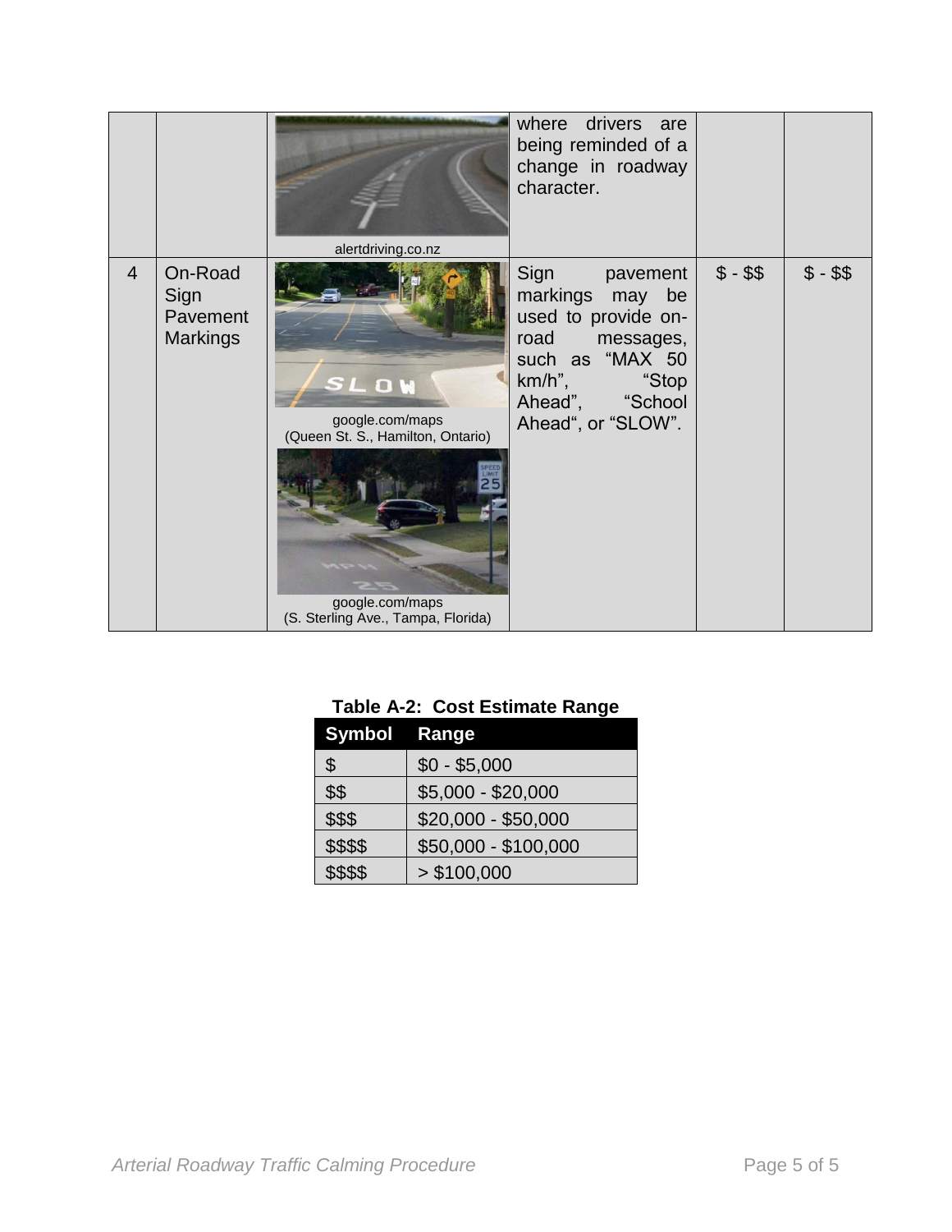| | | | | | |
|---|---|---|---|---|---|
| | | alertdriving.co.nz | where drivers are being reminded of a change in roadway character. | | |
| 4 | On-Road Sign Pavement Markings | google.com/maps (Queen St. S., Hamilton, Ontario) google.com/maps (S. Sterling Ave., Tampa, Florida) | Sign pavement markings may be used to provide on-road messages, such as "MAX 50 km/h", "Stop Ahead", "School Ahead", or "SLOW". | $ - $$ | $ - $$ |

**Table A-2: Cost Estimate Range**

| Symbol | Range |
|---|---|
| $ | $0 - $5,000 |
| $$ | $5,000 - $20,000 |
| $$$ | $20,000 - $50,000 |
| $$$$ | $50,000 - $100,000 |
| $$$$ | > $100,000 |